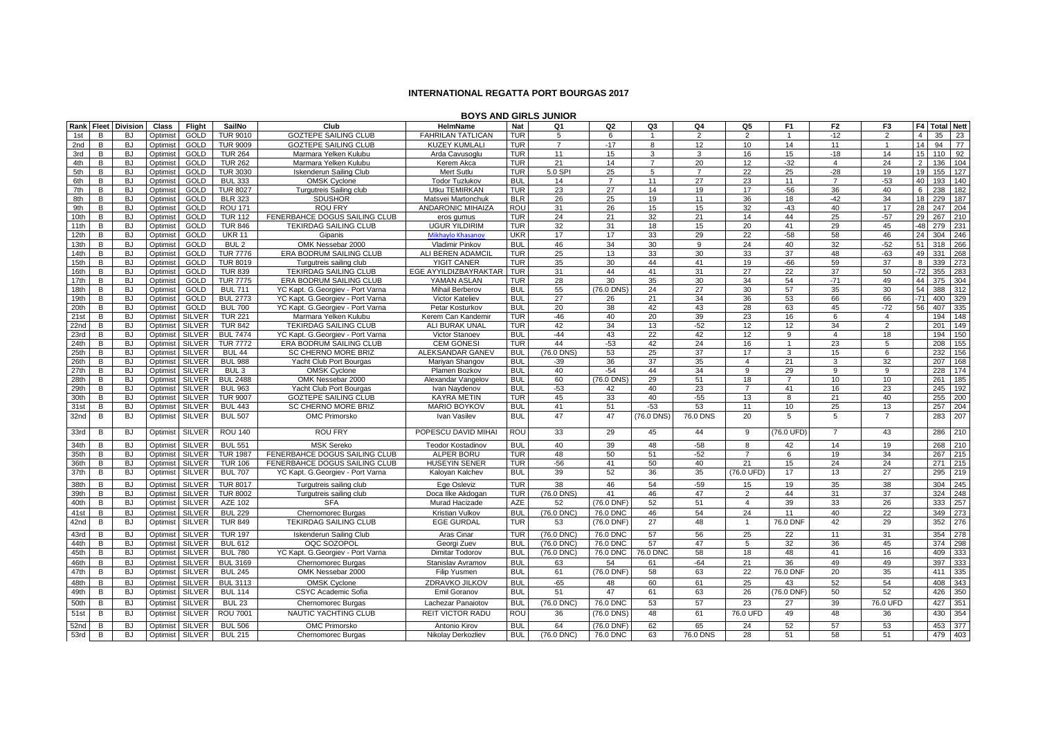# INTERNATIONAL REGATTA PORT BOURGAS 2017

## BOYS AND GIRLS JUNIOR

| Rank | Fleet | Division | Class | Flight | SailNo | Club | HelmName | Nat | Q1 | Q2 | Q3 | Q4 | Q5 | F1 | F2 | F3 | F4 | Total | Nett |
|---|---|---|---|---|---|---|---|---|---|---|---|---|---|---|---|---|---|---|---|
| 1st | B | BJ | Optimist | GOLD | TUR 9010 | GOZTEPE SAILING CLUB | FAHRILAN TATLICAN | TUR | 5 | 6 | 1 | 2 | 2 | 1 | -12 | 2 | 4 | 35 | 23 |
| 2nd | B | BJ | Optimist | GOLD | TUR 9009 | GOZTEPE SAILING CLUB | KUZEY KUMLALI | TUR | 7 | -17 | 8 | 12 | 10 | 14 | 11 | 1 | 14 | 94 | 77 |
| 3rd | B | BJ | Optimist | GOLD | TUR 264 | Marmara Yelken Kulubu | Arda Cavusoglu | TUR | 11 | 15 | 3 | 3 | 16 | 15 | -18 | 14 | 15 | 110 | 92 |
| 4th | B | BJ | Optimist | GOLD | TUR 262 | Marmara Yelken Kulubu | Kerem Akca | TUR | 21 | 14 | 7 | 20 | 12 | -32 | 4 | 24 | 2 | 136 | 104 |
| 5th | B | BJ | Optimist | GOLD | TUR 3030 | Iskenderun Sailing Club | Mert Sutlu | TUR | 5.0 SPI | 25 | 5 | 7 | 22 | 25 | -28 | 19 | 19 | 155 | 127 |
| 6th | B | BJ | Optimist | GOLD | BUL 333 | OMSK Cyclone | Todor Tuzlukov | BUL | 14 | 7 | 11 | 27 | 23 | 11 | 7 | -53 | 40 | 193 | 140 |
| 7th | B | BJ | Optimist | GOLD | TUR 8027 | Turgutreis Sailing club | Utku TEMIRKAN | TUR | 23 | 27 | 14 | 19 | 17 | -56 | 36 | 40 | 6 | 238 | 182 |
| 8th | B | BJ | Optimist | GOLD | BLR 323 | SDUSHOR | Matsvei Martonchuk | BLR | 26 | 25 | 19 | 11 | 36 | 18 | -42 | 34 | 18 | 229 | 187 |
| 9th | B | BJ | Optimist | GOLD | ROU 171 | ROU FRY | ANDARONIC MIHAIZA | ROU | 31 | 26 | 15 | 15 | 32 | -43 | 40 | 17 | 28 | 247 | 204 |
| 10th | B | BJ | Optimist | GOLD | TUR 112 | FENERBAHCE DOGUS SAILING CLUB | eros gumus | TUR | 24 | 21 | 32 | 21 | 14 | 44 | 25 | -57 | 29 | 267 | 210 |
| 11th | B | BJ | Optimist | GOLD | TUR 846 | TEKIRDAG SAILING CLUB | UGUR YILDIRIM | TUR | 32 | 31 | 18 | 15 | 20 | 41 | 29 | 45 | -48 | 279 | 231 |
| 12th | B | BJ | Optimist | GOLD | UKR 11 | Gipanis | Mikhaylo Khasanov | UKR | 17 | 17 | 33 | 29 | 22 | -58 | 58 | 46 | 24 | 304 | 246 |
| 13th | B | BJ | Optimist | GOLD | BUL 2 | OMK Nessebar 2000 | Vladimir Pinkov | BUL | 46 | 34 | 30 | 9 | 24 | 40 | 32 | -52 | 51 | 318 | 266 |
| 14th | B | BJ | Optimist | GOLD | TUR 7776 | ERA BODRUM SAILING CLUB | ALI BEREN ADAMCIL | TUR | 25 | 13 | 33 | 30 | 33 | 37 | 48 | -63 | 49 | 331 | 268 |
| 15th | B | BJ | Optimist | GOLD | TUR 8019 | Turgutreis sailing club | YIGIT CANER | TUR | 35 | 30 | 44 | 41 | 19 | -66 | 59 | 37 | 8 | 339 | 273 |
| 16th | B | BJ | Optimist | GOLD | TUR 839 | TEKIRDAG SAILING CLUB | EGE AYYILDIZBAYRAKTAR | TUR | 31 | 44 | 41 | 31 | 27 | 22 | 37 | 50 | -72 | 355 | 283 |
| 17th | B | BJ | Optimist | GOLD | TUR 7775 | ERA BODRUM SAILING CLUB | YAMAN ASLAN | TUR | 28 | 30 | 35 | 30 | 34 | 54 | -71 | 49 | 44 | 375 | 304 |
| 18th | B | BJ | Optimist | GOLD | BUL 711 | YC Kapt. G.Georgiev - Port Varna | Mihail Berberov | BUL | 55 | (76.0 DNS) | 24 | 27 | 30 | 57 | 35 | 30 | 54 | 388 | 312 |
| 19th | B | BJ | Optimist | GOLD | BUL 2773 | YC Kapt. G.Georgiev - Port Varna | Victor Kateliev | BUL | 27 | 26 | 21 | 34 | 36 | 53 | 66 | 66 | -71 | 400 | 329 |
| 20th | B | BJ | Optimist | GOLD | BUL 700 | YC Kapt. G.Georgiev - Port Varna | Petar Kosturkov | BUL | 20 | 38 | 42 | 43 | 28 | 63 | 45 | -72 | 56 | 407 | 335 |
| 21st | B | BJ | Optimist | SILVER | TUR 221 | Marmara Yelken Kulubu | Kerem Can Kandemir | TUR | -46 | 40 | 20 | 39 | 23 | 16 | 6 | 4 | | 194 | 148 |
| 22nd | B | BJ | Optimist | SILVER | TUR 842 | TEKIRDAG SAILING CLUB | ALI BURAK UNAL | TUR | 42 | 34 | 13 | -52 | 12 | 12 | 34 | 2 | | 201 | 149 |
| 23rd | B | BJ | Optimist | SILVER | BUL 7474 | YC Kapt. G.Georgiev - Port Varna | Victor Stanoev | BUL | -44 | 43 | 22 | 42 | 12 | 9 | 4 | 18 | | 194 | 150 |
| 24th | B | BJ | Optimist | SILVER | TUR 7772 | ERA BODRUM SAILING CLUB | CEM GONESI | TUR | 44 | -53 | 42 | 24 | 16 | 1 | 23 | 5 | | 208 | 155 |
| 25th | B | BJ | Optimist | SILVER | BUL 44 | SC CHERNO MORE BRIZ | ALEKSANDAR GANEV | BUL | (76.0 DNS) | 53 | 25 | 37 | 17 | 3 | 15 | 6 | | 232 | 156 |
| 26th | B | BJ | Optimist | SILVER | BUL 988 | Yacht Club Port Bourgas | Mariyan Shangov | BUL | -39 | 36 | 37 | 35 | 4 | 21 | 3 | 32 | | 207 | 168 |
| 27th | B | BJ | Optimist | SILVER | BUL 3 | OMSK Cyclone | Plamen Bozkov | BUL | 40 | -54 | 44 | 34 | 9 | 29 | 9 | 9 | | 228 | 174 |
| 28th | B | BJ | Optimist | SILVER | BUL 2488 | OMK Nessebar 2000 | Alexandar Vangelov | BUL | 60 | (76.0 DNS) | 29 | 51 | 18 | 7 | 10 | 10 | | 261 | 185 |
| 29th | B | BJ | Optimist | SILVER | BUL 963 | Yacht Club Port Bourgas | Ivan Naydenov | BUL | -53 | 42 | 40 | 23 | 7 | 41 | 16 | 23 | | 245 | 192 |
| 30th | B | BJ | Optimist | SILVER | TUR 9007 | GOZTEPE SAILING CLUB | KAYRA METIN | TUR | 45 | 33 | 40 | -55 | 13 | 8 | 21 | 40 | | 255 | 200 |
| 31st | B | BJ | Optimist | SILVER | BUL 443 | SC CHERNO MORE BRIZ | MARIO BOYKOV | BUL | 41 | 51 | -53 | 53 | 11 | 10 | 25 | 13 | | 257 | 204 |
| 32nd | B | BJ | Optimist | SILVER | BUL 507 | OMC Primorsko | Ivan Vasilev | BUL | 47 | 47 | (76.0 DNS) | 76.0 DNS | 20 | 5 | 5 | 7 | | 283 | 207 |
| 33rd | B | BJ | Optimist | SILVER | ROU 140 | ROU FRY | POPESCU DAVID MIHAI | ROU | 33 | 29 | 45 | 44 | 9 | (76.0 UFD) | 7 | 43 | | 286 | 210 |
| 34th | B | BJ | Optimist | SILVER | BUL 551 | MSK Sereko | Teodor Kostadinov | BUL | 40 | 39 | 48 | -58 | 8 | 42 | 14 | 19 | | 268 | 210 |
| 35th | B | BJ | Optimist | SILVER | TUR 1987 | FENERBAHCE DOGUS SAILING CLUB | ALPER BORU | TUR | 48 | 50 | 51 | -52 | 7 | 6 | 19 | 34 | | 267 | 215 |
| 36th | B | BJ | Optimist | SILVER | TUR 106 | FENERBAHCE DOGUS SAILING CLUB | HUSEYIN SENER | TUR | -56 | 41 | 50 | 40 | 21 | 15 | 24 | 24 | | 271 | 215 |
| 37th | B | BJ | Optimist | SILVER | BUL 707 | YC Kapt. G.Georgiev - Port Varna | Kaloyan Kalchev | BUL | 39 | 52 | 36 | 35 | (76.0 UFD) | 17 | 13 | 27 | | 295 | 219 |
| 38th | B | BJ | Optimist | SILVER | TUR 8017 | Turgutreis sailing club | Ege Osleviz | TUR | 38 | 46 | 54 | -59 | 15 | 19 | 35 | 38 | | 304 | 245 |
| 39th | B | BJ | Optimist | SILVER | TUR 8002 | Turgutreis sailing club | Doca Ilke Akdogan | TUR | (76.0 DNS) | 41 | 46 | 47 | 2 | 44 | 31 | 37 | | 324 | 248 |
| 40th | B | BJ | Optimist | SILVER | AZE 102 | SFA | Murad Hacizade | AZE | 52 | (76.0 DNF) | 52 | 51 | 4 | 39 | 33 | 26 | | 333 | 257 |
| 41st | B | BJ | Optimist | SILVER | BUL 229 | Chernomorec Burgas | Kristian Vulkov | BUL | (76.0 DNC) | 76.0 DNC | 46 | 54 | 24 | 11 | 40 | 22 | | 349 | 273 |
| 42nd | B | BJ | Optimist | SILVER | TUR 849 | TEKIRDAG SAILING CLUB | EGE GURDAL | TUR | 53 | (76.0 DNF) | 27 | 48 | 1 | 76.0 DNF | 42 | 29 | | 352 | 276 |
| 43rd | B | BJ | Optimist | SILVER | TUR 197 | Iskenderun Sailing Club | Aras Cinar | TUR | (76.0 DNC) | 76.0 DNC | 57 | 56 | 25 | 22 | 11 | 31 | | 354 | 278 |
| 44th | B | BJ | Optimist | SILVER | BUL 612 | OQC SOZOPOL | Georgi Zuev | BUL | (76.0 DNC) | 76.0 DNC | 57 | 47 | 5 | 32 | 36 | 45 | | 374 | 298 |
| 45th | B | BJ | Optimist | SILVER | BUL 780 | YC Kapt. G.Georgiev - Port Varna | Dimitar Todorov | BUL | (76.0 DNC) | 76.0 DNC | 76.0 DNC | 58 | 18 | 48 | 41 | 16 | | 409 | 333 |
| 46th | B | BJ | Optimist | SILVER | BUL 3169 | Chernomorec Burgas | Stanislav Avramov | BUL | 63 | 54 | 61 | -64 | 21 | 36 | 49 | 49 | | 397 | 333 |
| 47th | B | BJ | Optimist | SILVER | BUL 245 | OMK Nessebar 2000 | Filip Yusmen | BUL | 61 | (76.0 DNF) | 58 | 63 | 22 | 76.0 DNF | 20 | 35 | | 411 | 335 |
| 48th | B | BJ | Optimist | SILVER | BUL 3113 | OMSK Cyclone | ZDRAVKO JILKOV | BUL | -65 | 48 | 60 | 61 | 25 | 43 | 52 | 54 | | 408 | 343 |
| 49th | B | BJ | Optimist | SILVER | BUL 114 | CSYC Academic Sofia | Emil Goranov | BUL | 51 | 47 | 61 | 63 | 26 | (76.0 DNF) | 50 | 52 | | 426 | 350 |
| 50th | B | BJ | Optimist | SILVER | BUL 23 | Chernomorec Burgas | Lachezar Panaiotov | BUL | (76.0 DNC) | 76.0 DNC | 53 | 57 | 23 | 27 | 39 | 76.0 UFD | | 427 | 351 |
| 51st | B | BJ | Optimist | SILVER | ROU 7001 | NAUTIC YACHTING CLUB | REIT VICTOR RADU | ROU | 36 | (76.0 DNS) | 48 | 61 | 76.0 UFD | 49 | 48 | 36 | | 430 | 354 |
| 52nd | B | BJ | Optimist | SILVER | BUL 506 | OMC Primorsko | Antonio Kirov | BUL | 64 | (76.0 DNF) | 62 | 65 | 24 | 52 | 57 | 53 | | 453 | 377 |
| 53rd | B | BJ | Optimist | SILVER | BUL 215 | Chernomorec Burgas | Nikolay Derkozliev | BUL | (76.0 DNC) | 76.0 DNC | 63 | 76.0 DNS | 28 | 51 | 58 | 51 | | 479 | 403 |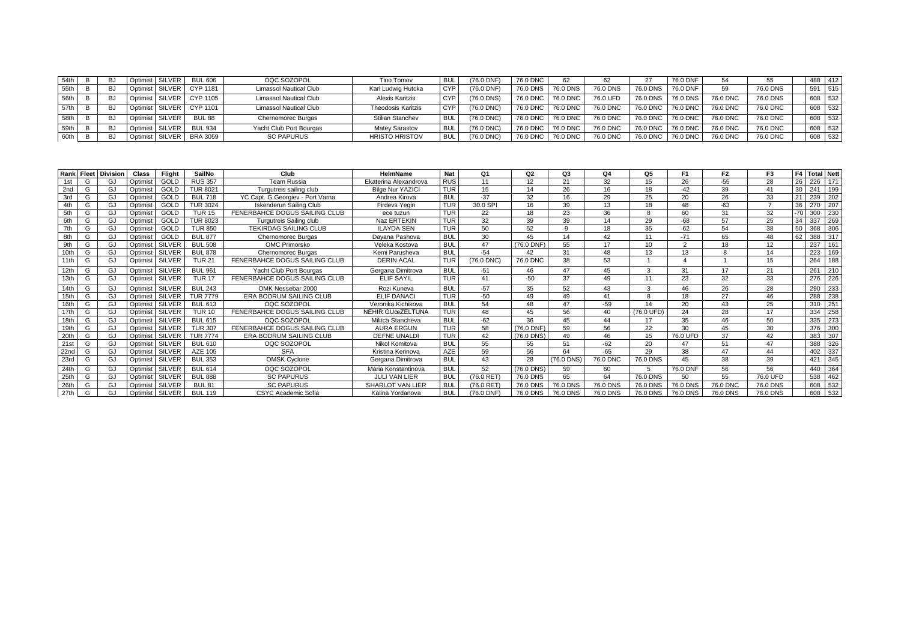| | | | | | | | | | | | | | | | | | | | | |
|---|---|---|---|---|---|---|---|---|---|---|---|---|---|---|---|---|---|---|---|---|
| 54th | B | BJ | Optimist | SILVER | BUL 606 | OQC SOZOPOL | Tino Tomov | BUL | (76.0 DNF) | 76.0 DNC | 62 | 62 | 27 | 76.0 DNF | 54 | 55 | | 488 | 412 |
| 55th | B | BJ | Optimist | SILVER | CYP 1181 | Limassol Nautical Club | Karl Ludwig Hutcka | CYP | (76.0 DNF) | 76.0 DNS | 76.0 DNS | 76.0 DNS | 76.0 DNS | 76.0 DNF | 59 | 76.0 DNS | | 591 | 515 |
| 56th | B | BJ | Optimist | SILVER | CYP 1105 | Limassol Nautical Club | Alexis Karitzis | CYP | (76.0 DNS) | 76.0 DNC | 76.0 DNC | 76.0 UFD | 76.0 DNS | 76.0 DNS | 76.0 DNC | 76.0 DNS | | 608 | 532 |
| 57th | B | BJ | Optimist | SILVER | CYP 1101 | Limassol Nautical Club | Theodosis Karitzis | CYP | (76.0 DNC) | 76.0 DNC | 76.0 DNC | 76.0 DNC | 76.0 DNC | 76.0 DNC | 76.0 DNC | 76.0 DNC | | 608 | 532 |
| 58th | B | BJ | Optimist | SILVER | BUL 88 | Chernomorec Burgas | Stilian Stanchev | BUL | (76.0 DNC) | 76.0 DNC | 76.0 DNC | 76.0 DNC | 76.0 DNC | 76.0 DNC | 76.0 DNC | 76.0 DNC | | 608 | 532 |
| 59th | B | BJ | Optimist | SILVER | BUL 934 | Yacht Club Port Bourgas | Matey Sarastov | BUL | (76.0 DNC) | 76.0 DNC | 76.0 DNC | 76.0 DNC | 76.0 DNC | 76.0 DNC | 76.0 DNC | 76.0 DNC | | 608 | 532 |
| 60th | B | BJ | Optimist | SILVER | BRA 3059 | SC PAPURUS | HRISTO HRISTOV | BUL | (76.0 DNC) | 76.0 DNC | 76.0 DNC | 76.0 DNC | 76.0 DNC | 76.0 DNC | 76.0 DNC | 76.0 DNC | | 608 | 532 |

| Rank | Fleet | Division | Class | Flight | SailNo | Club | HelmName | Nat | Q1 | Q2 | Q3 | Q4 | Q5 | F1 | F2 | F3 | F4 | Total | Nett |
|---|---|---|---|---|---|---|---|---|---|---|---|---|---|---|---|---|---|---|---|
| 1st | G | GJ | Optimist | GOLD | RUS 357 | Team Russia | Ekaterina Alexandrova | RUS | 11 | 12 | 21 | 32 | 15 | 26 | -55 | 28 | 26 | 226 | 171 |
| 2nd | G | GJ | Optimist | GOLD | TUR 8021 | Turgutreis sailing club | Bilge Nur YAZICI | TUR | 15 | 14 | 26 | 16 | 18 | -42 | 39 | 41 | 30 | 241 | 199 |
| 3rd | G | GJ | Optimist | GOLD | BUL 718 | YC Capt. G.Georgiev - Port Varna | Andrea Kirova | BUL | -37 | 32 | 16 | 29 | 25 | 20 | 26 | 33 | 21 | 239 | 202 |
| 4th | G | GJ | Optimist | GOLD | TUR 3024 | Iskenderun Sailing Club | Firdevs Yegin | TUR | 30.0 SPI | 16 | 39 | 13 | 18 | 48 | -63 | 7 | 36 | 270 | 207 |
| 5th | G | GJ | Optimist | GOLD | TUR 15 | FENERBAHCE DOGUS SAILING CLUB | ece tuzun | TUR | 22 | 18 | 23 | 36 | 8 | 60 | 31 | 32 | -70 | 300 | 230 |
| 6th | G | GJ | Optimist | GOLD | TUR 8023 | Turgutreis Sailing club | Naz ERTEKIN | TUR | 32 | 39 | 39 | 14 | 29 | -68 | 57 | 25 | 34 | 337 | 269 |
| 7th | G | GJ | Optimist | GOLD | TUR 850 | TEKIRDAG SAILING CLUB | ILAYDA SEN | TUR | 50 | 52 | 9 | 18 | 35 | -62 | 54 | 38 | 50 | 368 | 306 |
| 8th | G | GJ | Optimist | GOLD | BUL 877 | Chernomorec Burgas | Dayana Pashova | BUL | 30 | 45 | 14 | 42 | 11 | -71 | 65 | 48 | 62 | 388 | 317 |
| 9th | G | GJ | Optimist | SILVER | BUL 508 | OMC Primorsko | Veleka Kostova | BUL | 47 | (76.0 DNF) | 55 | 17 | 10 | 2 | 18 | 12 | | 237 | 161 |
| 10th | G | GJ | Optimist | SILVER | BUL 878 | Chernomorec Burgas | Kemi Parusheva | BUL | -54 | 42 | 31 | 48 | 13 | 13 | 8 | 14 | | 223 | 169 |
| 11th | G | GJ | Optimist | SILVER | TUR 21 | FENERBAHCE DOGUS SAILING CLUB | DERIN ACAL | TUR | (76.0 DNC) | 76.0 DNC | 38 | 53 | 1 | 4 | 1 | 15 | | 264 | 188 |
| 12th | G | GJ | Optimist | SILVER | BUL 961 | Yacht Club Port Bourgas | Gergana Dimitrova | BUL | -51 | 46 | 47 | 45 | 3 | 31 | 17 | 21 | | 261 | 210 |
| 13th | G | GJ | Optimist | SILVER | TUR 17 | FENERBAHCE DOGUS SAILING CLUB | ELIF SAYIL | TUR | 41 | -50 | 37 | 49 | 11 | 23 | 32 | 33 | | 276 | 226 |
| 14th | G | GJ | Optimist | SILVER | BUL 243 | OMK Nessebar 2000 | Rozi Kuneva | BUL | -57 | 35 | 52 | 43 | 3 | 46 | 26 | 28 | | 290 | 233 |
| 15th | G | GJ | Optimist | SILVER | TUR 7779 | ERA BODRUM SAILING CLUB | ELIF DANACI | TUR | -50 | 49 | 49 | 41 | 8 | 18 | 27 | 46 | | 288 | 238 |
| 16th | G | GJ | Optimist | SILVER | BUL 613 | OQC SOZOPOL | Veronika Kichikova | BUL | 54 | 48 | 47 | -59 | 14 | 20 | 43 | 25 | | 310 | 251 |
| 17th | G | GJ | Optimist | SILVER | TUR 10 | FENERBAHCE DOGUS SAILING CLUB | NEHIR GUœZELTUNA | TUR | 48 | 45 | 56 | 40 | (76.0 UFD) | 24 | 28 | 17 | | 334 | 258 |
| 18th | G | GJ | Optimist | SILVER | BUL 615 | OQC SOZOPOL | Militca Stancheva | BUL | -62 | 36 | 45 | 44 | 17 | 35 | 46 | 50 | | 335 | 273 |
| 19th | G | GJ | Optimist | SILVER | TUR 307 | FENERBAHCE DOGUS SAILING CLUB | AURA ERGUN | TUR | 58 | (76.0 DNF) | 59 | 56 | 22 | 30 | 45 | 30 | | 376 | 300 |
| 20th | G | GJ | Optimist | SILVER | TUR 7774 | ERA BODRUM SAILING CLUB | DEFNE UNALDI | TUR | 42 | (76.0 DNS) | 49 | 46 | 15 | 76.0 UFD | 37 | 42 | | 383 | 307 |
| 21st | G | GJ | Optimist | SILVER | BUL 610 | OQC SOZOPOL | Nikol Komitova | BUL | 55 | 55 | 51 | -62 | 20 | 47 | 51 | 47 | | 388 | 326 |
| 22nd | G | GJ | Optimist | SILVER | AZE 105 | SFA | Kristina Kerinova | AZE | 59 | 56 | 64 | -65 | 29 | 38 | 47 | 44 | | 402 | 337 |
| 23rd | G | GJ | Optimist | SILVER | BUL 353 | OMSK Cyclone | Gergana Dimitrova | BUL | 43 | 28 | (76.0 DNS) | 76.0 DNC | 76.0 DNS | 45 | 38 | 39 | | 421 | 345 |
| 24th | G | GJ | Optimist | SILVER | BUL 614 | OQC SOZOPOL | Maria Konstantinova | BUL | 52 | (76.0 DNS) | 59 | 60 | 5 | 76.0 DNF | 56 | 56 | | 440 | 364 |
| 25th | G | GJ | Optimist | SILVER | BUL 888 | SC PAPURUS | JULI VAN LIER | BUL | (76.0 RET) | 76.0 DNS | 65 | 64 | 76.0 DNS | 50 | 55 | 76.0 UFD | | 538 | 462 |
| 26th | G | GJ | Optimist | SILVER | BUL 81 | SC PAPURUS | SHARLOT VAN LIER | BUL | (76.0 RET) | 76.0 DNS | 76.0 DNS | 76.0 DNS | 76.0 DNS | 76.0 DNS | 76.0 DNC | 76.0 DNS | | 608 | 532 |
| 27th | G | GJ | Optimist | SILVER | BUL 119 | CSYC Academic Sofia | Kalina Yordanova | BUL | (76.0 DNF) | 76.0 DNS | 76.0 DNS | 76.0 DNS | 76.0 DNS | 76.0 DNS | 76.0 DNS | 76.0 DNS | | 608 | 532 |